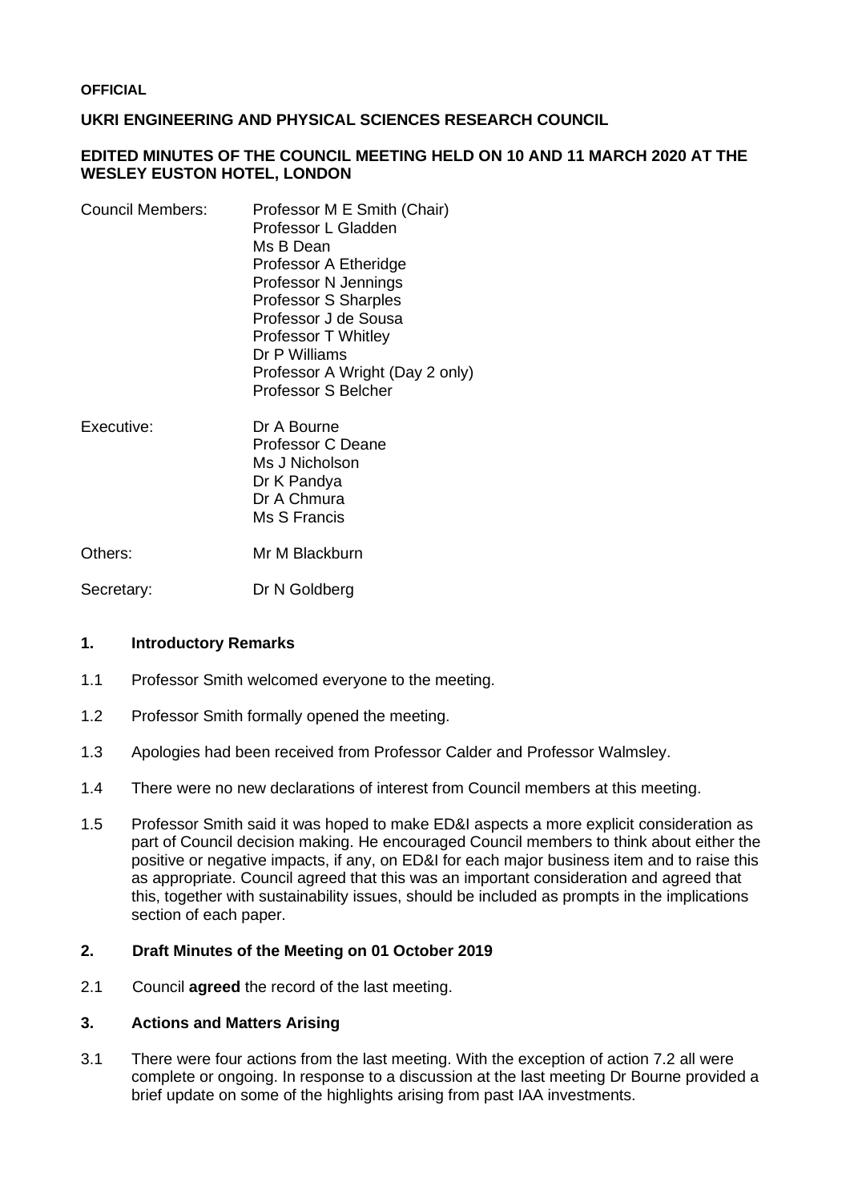**OFFICIAL**

**UKRI ENGINEERING AND PHYSICAL SCIENCES RESEARCH COUNCIL**

**EDITED MINUTES OF THE COUNCIL MEETING HELD ON 10 AND 11 MARCH 2020 AT THE WESLEY EUSTON HOTEL, LONDON**

| | |
|---|---|
| Council Members: | Professor M E Smith (Chair)<br>Professor L Gladden<br>Ms B Dean<br>Professor A Etheridge<br>Professor N Jennings<br>Professor S Sharples<br>Professor J de Sousa<br>Professor T Whitley<br>Dr P Williams<br>Professor A Wright (Day 2 only)<br>Professor S Belcher |
| Executive: | Dr A Bourne<br>Professor C Deane<br>Ms J Nicholson<br>Dr K Pandya<br>Dr A Chmura<br>Ms S Francis |
| Others: | Mr M Blackburn |
| Secretary: | Dr N Goldberg |

## 1. Introductory Remarks

1.1 Professor Smith welcomed everyone to the meeting.

1.2 Professor Smith formally opened the meeting.

1.3 Apologies had been received from Professor Calder and Professor Walmsley.

1.4 There were no new declarations of interest from Council members at this meeting.

1.5 Professor Smith said it was hoped to make ED&I aspects a more explicit consideration as part of Council decision making. He encouraged Council members to think about either the positive or negative impacts, if any, on ED&I for each major business item and to raise this as appropriate. Council agreed that this was an important consideration and agreed that this, together with sustainability issues, should be included as prompts in the implications section of each paper.

## 2. Draft Minutes of the Meeting on 01 October 2019

2.1 Council **agreed** the record of the last meeting.

## 3. Actions and Matters Arising

3.1 There were four actions from the last meeting. With the exception of action 7.2 all were complete or ongoing. In response to a discussion at the last meeting Dr Bourne provided a brief update on some of the highlights arising from past IAA investments.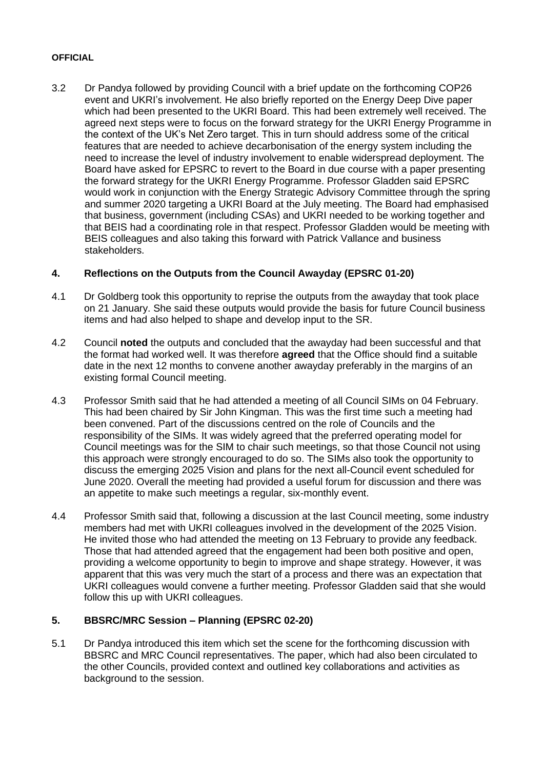3.2 Dr Pandya followed by providing Council with a brief update on the forthcoming COP26 event and UKRI's involvement. He also briefly reported on the Energy Deep Dive paper which had been presented to the UKRI Board. This had been extremely well received. The agreed next steps were to focus on the forward strategy for the UKRI Energy Programme in the context of the UK's Net Zero target. This in turn should address some of the critical features that are needed to achieve decarbonisation of the energy system including the need to increase the level of industry involvement to enable widerspread deployment. The Board have asked for EPSRC to revert to the Board in due course with a paper presenting the forward strategy for the UKRI Energy Programme. Professor Gladden said EPSRC would work in conjunction with the Energy Strategic Advisory Committee through the spring and summer 2020 targeting a UKRI Board at the July meeting. The Board had emphasised that business, government (including CSAs) and UKRI needed to be working together and that BEIS had a coordinating role in that respect. Professor Gladden would be meeting with BEIS colleagues and also taking this forward with Patrick Vallance and business stakeholders.

## 4. Reflections on the Outputs from the Council Awayday (EPSRC 01-20)

4.1 Dr Goldberg took this opportunity to reprise the outputs from the awayday that took place on 21 January. She said these outputs would provide the basis for future Council business items and had also helped to shape and develop input to the SR.

4.2 Council **noted** the outputs and concluded that the awayday had been successful and that the format had worked well. It was therefore **agreed** that the Office should find a suitable date in the next 12 months to convene another awayday preferably in the margins of an existing formal Council meeting.

4.3 Professor Smith said that he had attended a meeting of all Council SIMs on 04 February. This had been chaired by Sir John Kingman. This was the first time such a meeting had been convened. Part of the discussions centred on the role of Councils and the responsibility of the SIMs. It was widely agreed that the preferred operating model for Council meetings was for the SIM to chair such meetings, so that those Council not using this approach were strongly encouraged to do so. The SIMs also took the opportunity to discuss the emerging 2025 Vision and plans for the next all-Council event scheduled for June 2020. Overall the meeting had provided a useful forum for discussion and there was an appetite to make such meetings a regular, six-monthly event.

4.4 Professor Smith said that, following a discussion at the last Council meeting, some industry members had met with UKRI colleagues involved in the development of the 2025 Vision. He invited those who had attended the meeting on 13 February to provide any feedback. Those that had attended agreed that the engagement had been both positive and open, providing a welcome opportunity to begin to improve and shape strategy. However, it was apparent that this was very much the start of a process and there was an expectation that UKRI colleagues would convene a further meeting. Professor Gladden said that she would follow this up with UKRI colleagues.

## 5. BBSRC/MRC Session – Planning (EPSRC 02-20)

5.1 Dr Pandya introduced this item which set the scene for the forthcoming discussion with BBSRC and MRC Council representatives. The paper, which had also been circulated to the other Councils, provided context and outlined key collaborations and activities as background to the session.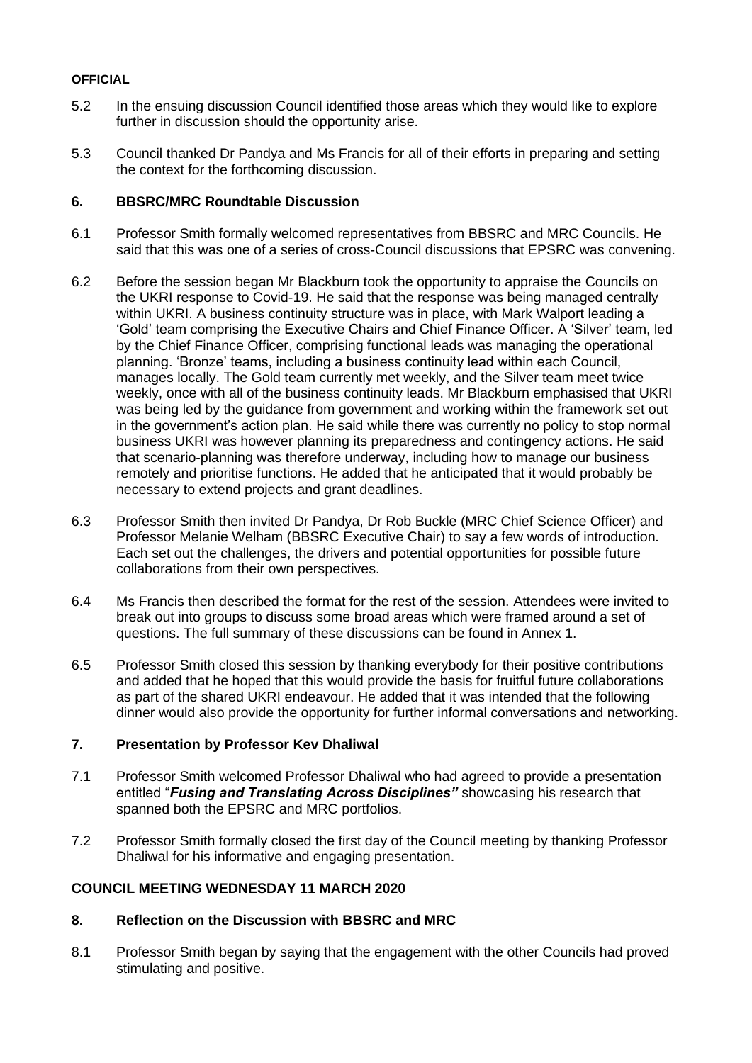**OFFICIAL**

5.2 In the ensuing discussion Council identified those areas which they would like to explore further in discussion should the opportunity arise.

5.3 Council thanked Dr Pandya and Ms Francis for all of their efforts in preparing and setting the context for the forthcoming discussion.

## 6. BBSRC/MRC Roundtable Discussion

6.1 Professor Smith formally welcomed representatives from BBSRC and MRC Councils. He said that this was one of a series of cross-Council discussions that EPSRC was convening.

6.2 Before the session began Mr Blackburn took the opportunity to appraise the Councils on the UKRI response to Covid-19. He said that the response was being managed centrally within UKRI. A business continuity structure was in place, with Mark Walport leading a 'Gold' team comprising the Executive Chairs and Chief Finance Officer. A 'Silver' team, led by the Chief Finance Officer, comprising functional leads was managing the operational planning. 'Bronze' teams, including a business continuity lead within each Council, manages locally. The Gold team currently met weekly, and the Silver team meet twice weekly, once with all of the business continuity leads. Mr Blackburn emphasised that UKRI was being led by the guidance from government and working within the framework set out in the government's action plan. He said while there was currently no policy to stop normal business UKRI was however planning its preparedness and contingency actions. He said that scenario-planning was therefore underway, including how to manage our business remotely and prioritise functions. He added that he anticipated that it would probably be necessary to extend projects and grant deadlines.

6.3 Professor Smith then invited Dr Pandya, Dr Rob Buckle (MRC Chief Science Officer) and Professor Melanie Welham (BBSRC Executive Chair) to say a few words of introduction. Each set out the challenges, the drivers and potential opportunities for possible future collaborations from their own perspectives.

6.4 Ms Francis then described the format for the rest of the session. Attendees were invited to break out into groups to discuss some broad areas which were framed around a set of questions. The full summary of these discussions can be found in Annex 1.

6.5 Professor Smith closed this session by thanking everybody for their positive contributions and added that he hoped that this would provide the basis for fruitful future collaborations as part of the shared UKRI endeavour. He added that it was intended that the following dinner would also provide the opportunity for further informal conversations and networking.

## 7. Presentation by Professor Kev Dhaliwal

7.1 Professor Smith welcomed Professor Dhaliwal who had agreed to provide a presentation entitled "***Fusing and Translating Across Disciplines"*** showcasing his research that spanned both the EPSRC and MRC portfolios.

7.2 Professor Smith formally closed the first day of the Council meeting by thanking Professor Dhaliwal for his informative and engaging presentation.

## COUNCIL MEETING WEDNESDAY 11 MARCH 2020

## 8. Reflection on the Discussion with BBSRC and MRC

8.1 Professor Smith began by saying that the engagement with the other Councils had proved stimulating and positive.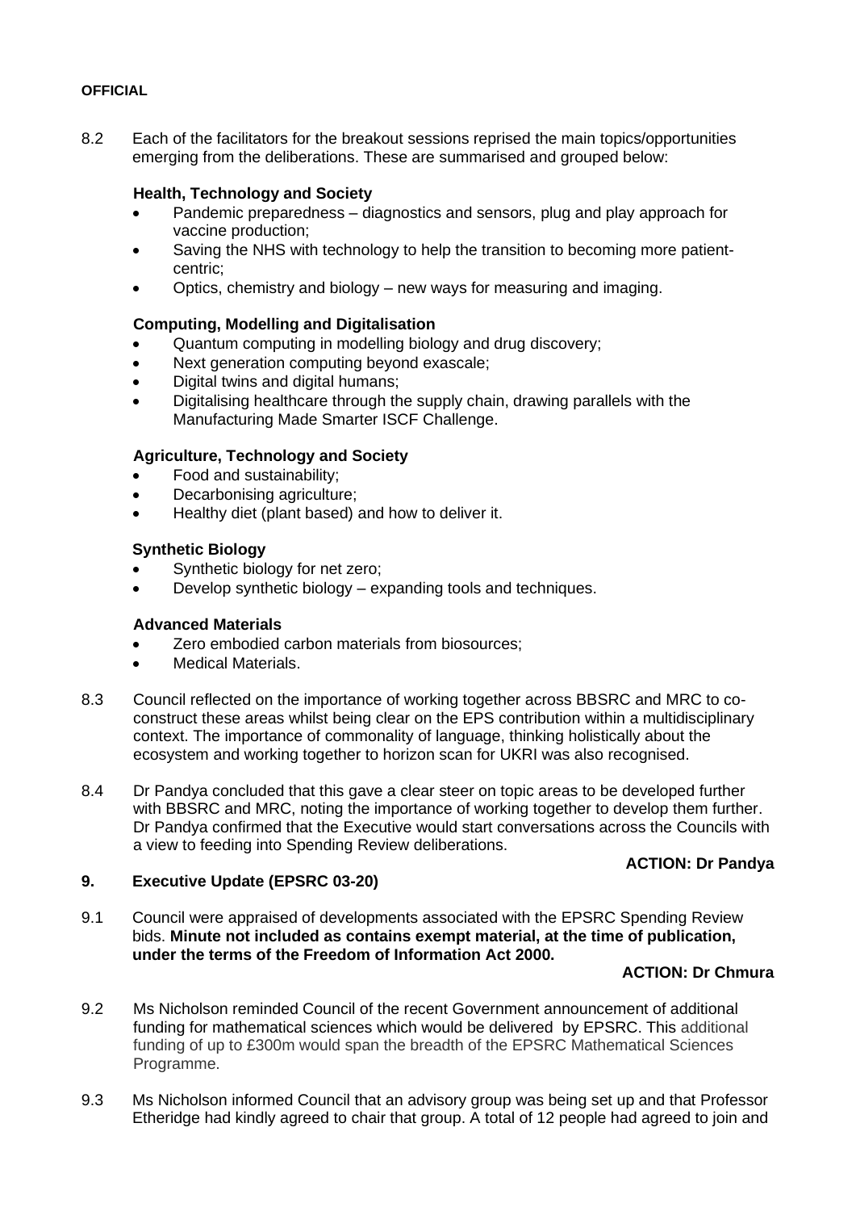**OFFICIAL**

8.2 Each of the facilitators for the breakout sessions reprised the main topics/opportunities emerging from the deliberations. These are summarised and grouped below:

**Health, Technology and Society**

- Pandemic preparedness – diagnostics and sensors, plug and play approach for vaccine production;
- Saving the NHS with technology to help the transition to becoming more patient-centric;
- Optics, chemistry and biology – new ways for measuring and imaging.

**Computing, Modelling and Digitalisation**

- Quantum computing in modelling biology and drug discovery;
- Next generation computing beyond exascale;
- Digital twins and digital humans;
- Digitalising healthcare through the supply chain, drawing parallels with the Manufacturing Made Smarter ISCF Challenge.

**Agriculture, Technology and Society**

- Food and sustainability;
- Decarbonising agriculture;
- Healthy diet (plant based) and how to deliver it.

**Synthetic Biology**

- Synthetic biology for net zero;
- Develop synthetic biology – expanding tools and techniques.

**Advanced Materials**

- Zero embodied carbon materials from biosources;
- Medical Materials.

8.3 Council reflected on the importance of working together across BBSRC and MRC to co-construct these areas whilst being clear on the EPS contribution within a multidisciplinary context. The importance of commonality of language, thinking holistically about the ecosystem and working together to horizon scan for UKRI was also recognised.

8.4 Dr Pandya concluded that this gave a clear steer on topic areas to be developed further with BBSRC and MRC, noting the importance of working together to develop them further. Dr Pandya confirmed that the Executive would start conversations across the Councils with a view to feeding into Spending Review deliberations.

**ACTION: Dr Pandya**

## 9. Executive Update (EPSRC 03-20)

9.1 Council were appraised of developments associated with the EPSRC Spending Review bids. **Minute not included as contains exempt material, at the time of publication, under the terms of the Freedom of Information Act 2000.**

**ACTION: Dr Chmura**

9.2 Ms Nicholson reminded Council of the recent Government announcement of additional funding for mathematical sciences which would be delivered by EPSRC. This additional funding of up to £300m would span the breadth of the EPSRC Mathematical Sciences Programme.

9.3 Ms Nicholson informed Council that an advisory group was being set up and that Professor Etheridge had kindly agreed to chair that group. A total of 12 people had agreed to join and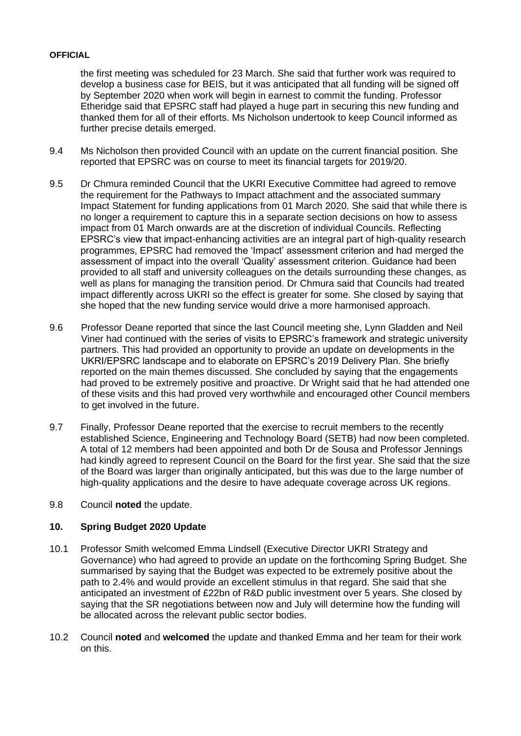the first meeting was scheduled for 23 March. She said that further work was required to develop a business case for BEIS, but it was anticipated that all funding will be signed off by September 2020 when work will begin in earnest to commit the funding. Professor Etheridge said that EPSRC staff had played a huge part in securing this new funding and thanked them for all of their efforts. Ms Nicholson undertook to keep Council informed as further precise details emerged.

9.4 Ms Nicholson then provided Council with an update on the current financial position. She reported that EPSRC was on course to meet its financial targets for 2019/20.

9.5 Dr Chmura reminded Council that the UKRI Executive Committee had agreed to remove the requirement for the Pathways to Impact attachment and the associated summary Impact Statement for funding applications from 01 March 2020. She said that while there is no longer a requirement to capture this in a separate section decisions on how to assess impact from 01 March onwards are at the discretion of individual Councils. Reflecting EPSRC's view that impact-enhancing activities are an integral part of high-quality research programmes, EPSRC had removed the 'Impact' assessment criterion and had merged the assessment of impact into the overall 'Quality' assessment criterion. Guidance had been provided to all staff and university colleagues on the details surrounding these changes, as well as plans for managing the transition period. Dr Chmura said that Councils had treated impact differently across UKRI so the effect is greater for some. She closed by saying that she hoped that the new funding service would drive a more harmonised approach.

9.6 Professor Deane reported that since the last Council meeting she, Lynn Gladden and Neil Viner had continued with the series of visits to EPSRC's framework and strategic university partners. This had provided an opportunity to provide an update on developments in the UKRI/EPSRC landscape and to elaborate on EPSRC's 2019 Delivery Plan. She briefly reported on the main themes discussed. She concluded by saying that the engagements had proved to be extremely positive and proactive. Dr Wright said that he had attended one of these visits and this had proved very worthwhile and encouraged other Council members to get involved in the future.

9.7 Finally, Professor Deane reported that the exercise to recruit members to the recently established Science, Engineering and Technology Board (SETB) had now been completed. A total of 12 members had been appointed and both Dr de Sousa and Professor Jennings had kindly agreed to represent Council on the Board for the first year. She said that the size of the Board was larger than originally anticipated, but this was due to the large number of high-quality applications and the desire to have adequate coverage across UK regions.

9.8 Council **noted** the update.

## 10. Spring Budget 2020 Update

10.1 Professor Smith welcomed Emma Lindsell (Executive Director UKRI Strategy and Governance) who had agreed to provide an update on the forthcoming Spring Budget. She summarised by saying that the Budget was expected to be extremely positive about the path to 2.4% and would provide an excellent stimulus in that regard. She said that she anticipated an investment of £22bn of R&D public investment over 5 years. She closed by saying that the SR negotiations between now and July will determine how the funding will be allocated across the relevant public sector bodies.

10.2 Council **noted** and **welcomed** the update and thanked Emma and her team for their work on this.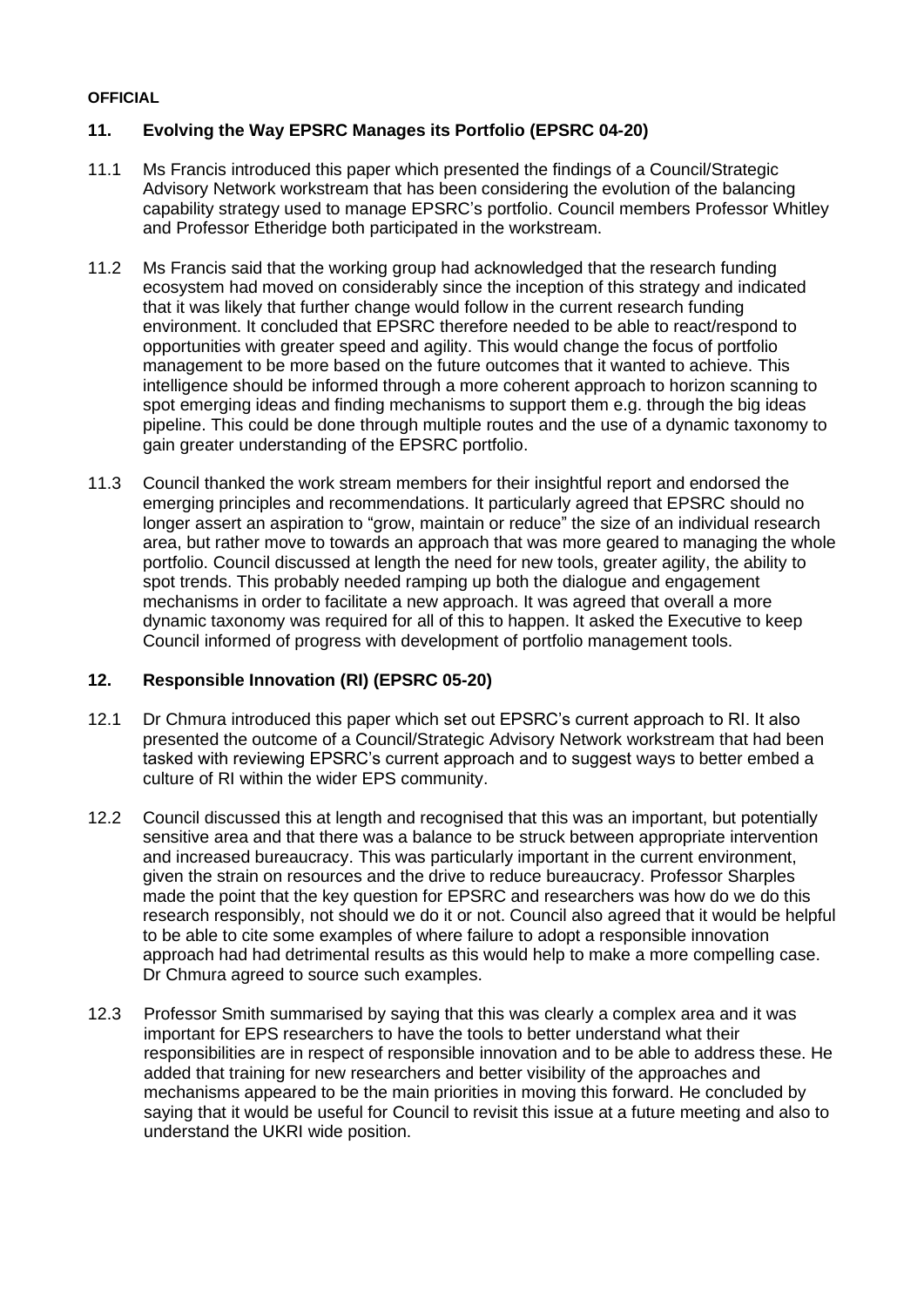**OFFICIAL**

## 11. Evolving the Way EPSRC Manages its Portfolio (EPSRC 04-20)

11.1 Ms Francis introduced this paper which presented the findings of a Council/Strategic Advisory Network workstream that has been considering the evolution of the balancing capability strategy used to manage EPSRC's portfolio. Council members Professor Whitley and Professor Etheridge both participated in the workstream.

11.2 Ms Francis said that the working group had acknowledged that the research funding ecosystem had moved on considerably since the inception of this strategy and indicated that it was likely that further change would follow in the current research funding environment. It concluded that EPSRC therefore needed to be able to react/respond to opportunities with greater speed and agility. This would change the focus of portfolio management to be more based on the future outcomes that it wanted to achieve. This intelligence should be informed through a more coherent approach to horizon scanning to spot emerging ideas and finding mechanisms to support them e.g. through the big ideas pipeline. This could be done through multiple routes and the use of a dynamic taxonomy to gain greater understanding of the EPSRC portfolio.

11.3 Council thanked the work stream members for their insightful report and endorsed the emerging principles and recommendations. It particularly agreed that EPSRC should no longer assert an aspiration to "grow, maintain or reduce" the size of an individual research area, but rather move to towards an approach that was more geared to managing the whole portfolio. Council discussed at length the need for new tools, greater agility, the ability to spot trends. This probably needed ramping up both the dialogue and engagement mechanisms in order to facilitate a new approach. It was agreed that overall a more dynamic taxonomy was required for all of this to happen. It asked the Executive to keep Council informed of progress with development of portfolio management tools.

## 12. Responsible Innovation (RI) (EPSRC 05-20)

12.1 Dr Chmura introduced this paper which set out EPSRC's current approach to RI. It also presented the outcome of a Council/Strategic Advisory Network workstream that had been tasked with reviewing EPSRC's current approach and to suggest ways to better embed a culture of RI within the wider EPS community.

12.2 Council discussed this at length and recognised that this was an important, but potentially sensitive area and that there was a balance to be struck between appropriate intervention and increased bureaucracy. This was particularly important in the current environment, given the strain on resources and the drive to reduce bureaucracy. Professor Sharples made the point that the key question for EPSRC and researchers was how do we do this research responsibly, not should we do it or not. Council also agreed that it would be helpful to be able to cite some examples of where failure to adopt a responsible innovation approach had had detrimental results as this would help to make a more compelling case. Dr Chmura agreed to source such examples.

12.3 Professor Smith summarised by saying that this was clearly a complex area and it was important for EPS researchers to have the tools to better understand what their responsibilities are in respect of responsible innovation and to be able to address these. He added that training for new researchers and better visibility of the approaches and mechanisms appeared to be the main priorities in moving this forward. He concluded by saying that it would be useful for Council to revisit this issue at a future meeting and also to understand the UKRI wide position.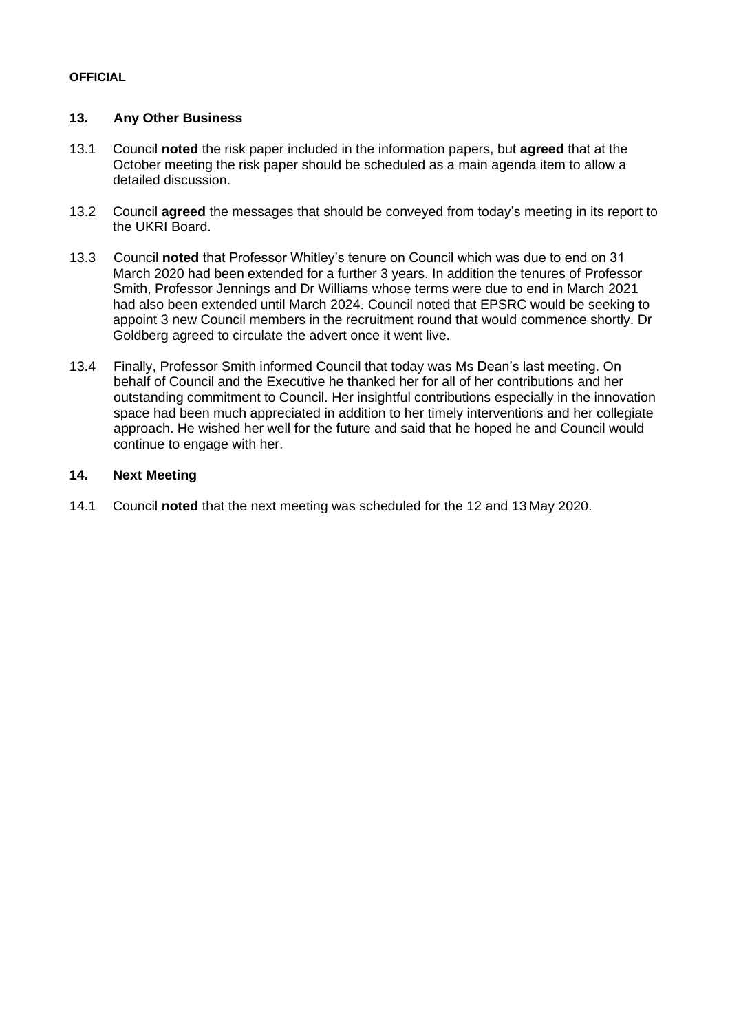**OFFICIAL**

## 13. Any Other Business

13.1 Council **noted** the risk paper included in the information papers, but **agreed** that at the October meeting the risk paper should be scheduled as a main agenda item to allow a detailed discussion.

13.2 Council **agreed** the messages that should be conveyed from today's meeting in its report to the UKRI Board.

13.3 Council **noted** that Professor Whitley's tenure on Council which was due to end on 31 March 2020 had been extended for a further 3 years. In addition the tenures of Professor Smith, Professor Jennings and Dr Williams whose terms were due to end in March 2021 had also been extended until March 2024. Council noted that EPSRC would be seeking to appoint 3 new Council members in the recruitment round that would commence shortly. Dr Goldberg agreed to circulate the advert once it went live.

13.4 Finally, Professor Smith informed Council that today was Ms Dean's last meeting. On behalf of Council and the Executive he thanked her for all of her contributions and her outstanding commitment to Council. Her insightful contributions especially in the innovation space had been much appreciated in addition to her timely interventions and her collegiate approach. He wished her well for the future and said that he hoped he and Council would continue to engage with her.

## 14. Next Meeting

14.1 Council **noted** that the next meeting was scheduled for the 12 and 13 May 2020.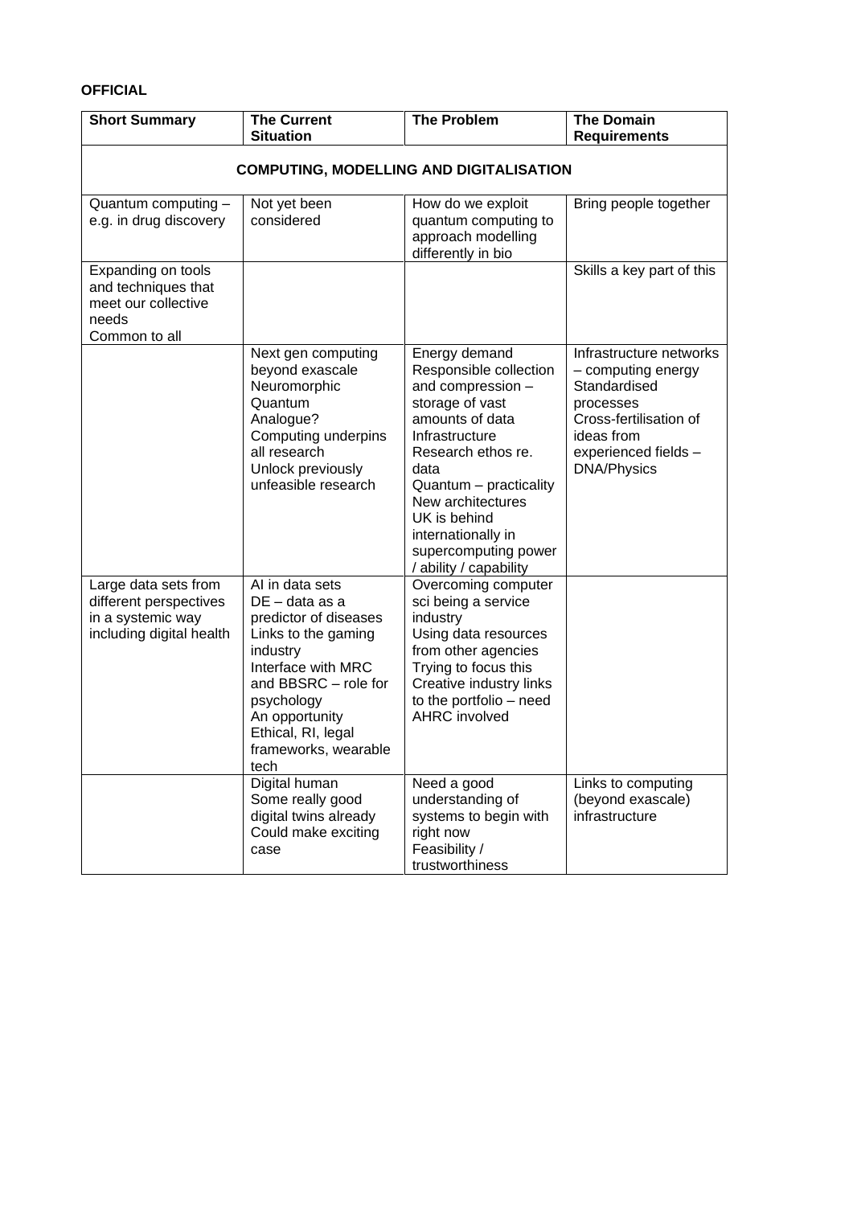**OFFICIAL**

| Short Summary | The Current Situation | The Problem | The Domain Requirements |
| --- | --- | --- | --- |
| **COMPUTING, MODELLING AND DIGITALISATION** | | | |
| Quantum computing – e.g. in drug discovery | Not yet been considered | How do we exploit quantum computing to approach modelling differently in bio | Bring people together |
| Expanding on tools and techniques that meet our collective needs<br>Common to all | | | Skills a key part of this |
| | Next gen computing beyond exascale<br>Neuromorphic<br>Quantum<br>Analogue?<br>Computing underpins all research<br>Unlock previously unfeasible research | Energy demand<br>Responsible collection and compression – storage of vast amounts of data<br>Infrastructure<br>Research ethos re. data<br>Quantum – practicality<br>New architectures<br>UK is behind internationally in supercomputing power / ability / capability | Infrastructure networks – computing energy<br>Standardised processes<br>Cross-fertilisation of ideas from experienced fields – DNA/Physics |
| Large data sets from different perspectives in a systemic way including digital health | AI in data sets<br>DE – data as a predictor of diseases<br>Links to the gaming industry<br>Interface with MRC and BBSRC – role for psychology<br>An opportunity<br>Ethical, RI, legal frameworks, wearable tech | Overcoming computer sci being a service industry<br>Using data resources from other agencies<br>Trying to focus this<br>Creative industry links to the portfolio – need AHRC involved | |
| | Digital human<br>Some really good digital twins already<br>Could make exciting case | Need a good understanding of systems to begin with right now<br>Feasibility / trustworthiness | Links to computing (beyond exascale) infrastructure |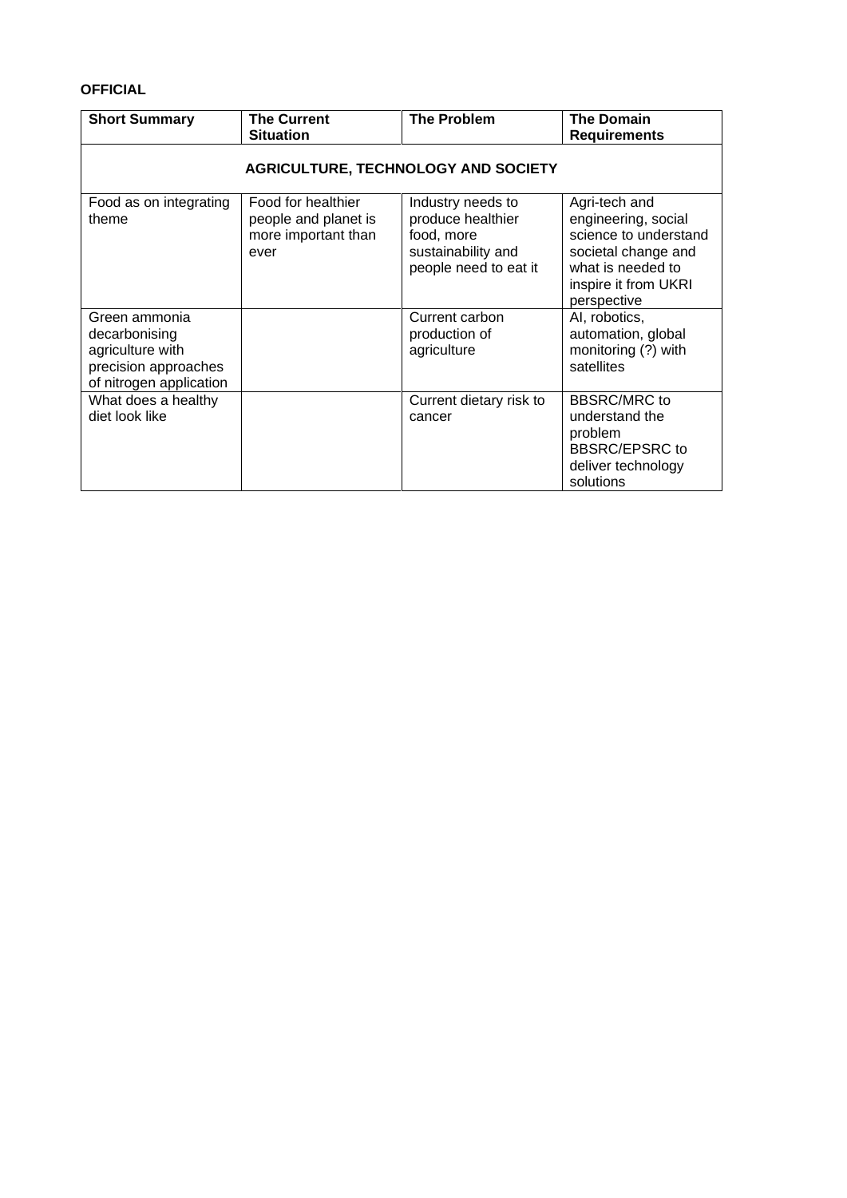**OFFICIAL**

| Short Summary | The Current Situation | The Problem | The Domain Requirements |
|---|---|---|---|
| **AGRICULTURE, TECHNOLOGY AND SOCIETY** | | | |
| Food as on integrating theme | Food for healthier people and planet is more important than ever | Industry needs to produce healthier food, more sustainability and people need to eat it | Agri-tech and engineering, social science to understand societal change and what is needed to inspire it from UKRI perspective |
| Green ammonia decarbonising agriculture with precision approaches of nitrogen application | | Current carbon production of agriculture | AI, robotics, automation, global monitoring (?) with satellites |
| What does a healthy diet look like | | Current dietary risk to cancer | BBSRC/MRC to understand the problem BBSRC/EPSRC to deliver technology solutions |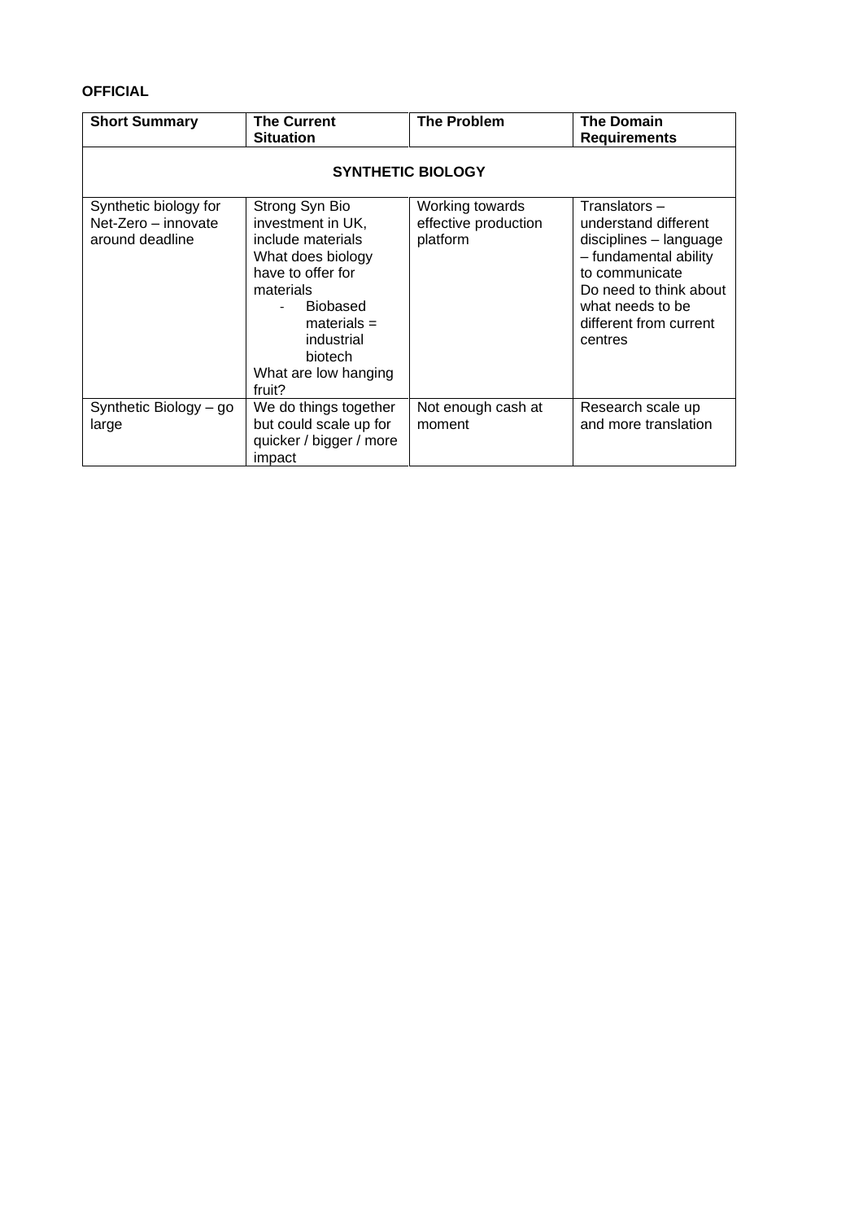**OFFICIAL**

| Short Summary | The Current Situation | The Problem | The Domain Requirements |
|---|---|---|---|
| **SYNTHETIC BIOLOGY** | | | |
| Synthetic biology for Net-Zero – innovate around deadline | Strong Syn Bio investment in UK, include materials<br>What does biology have to offer for materials<br>- Biobased materials = industrial biotech<br>What are low hanging fruit? | Working towards effective production platform | Translators – understand different disciplines – language – fundamental ability to communicate<br>Do need to think about what needs to be different from current centres |
| Synthetic Biology – go large | We do things together but could scale up for quicker / bigger / more impact | Not enough cash at moment | Research scale up and more translation |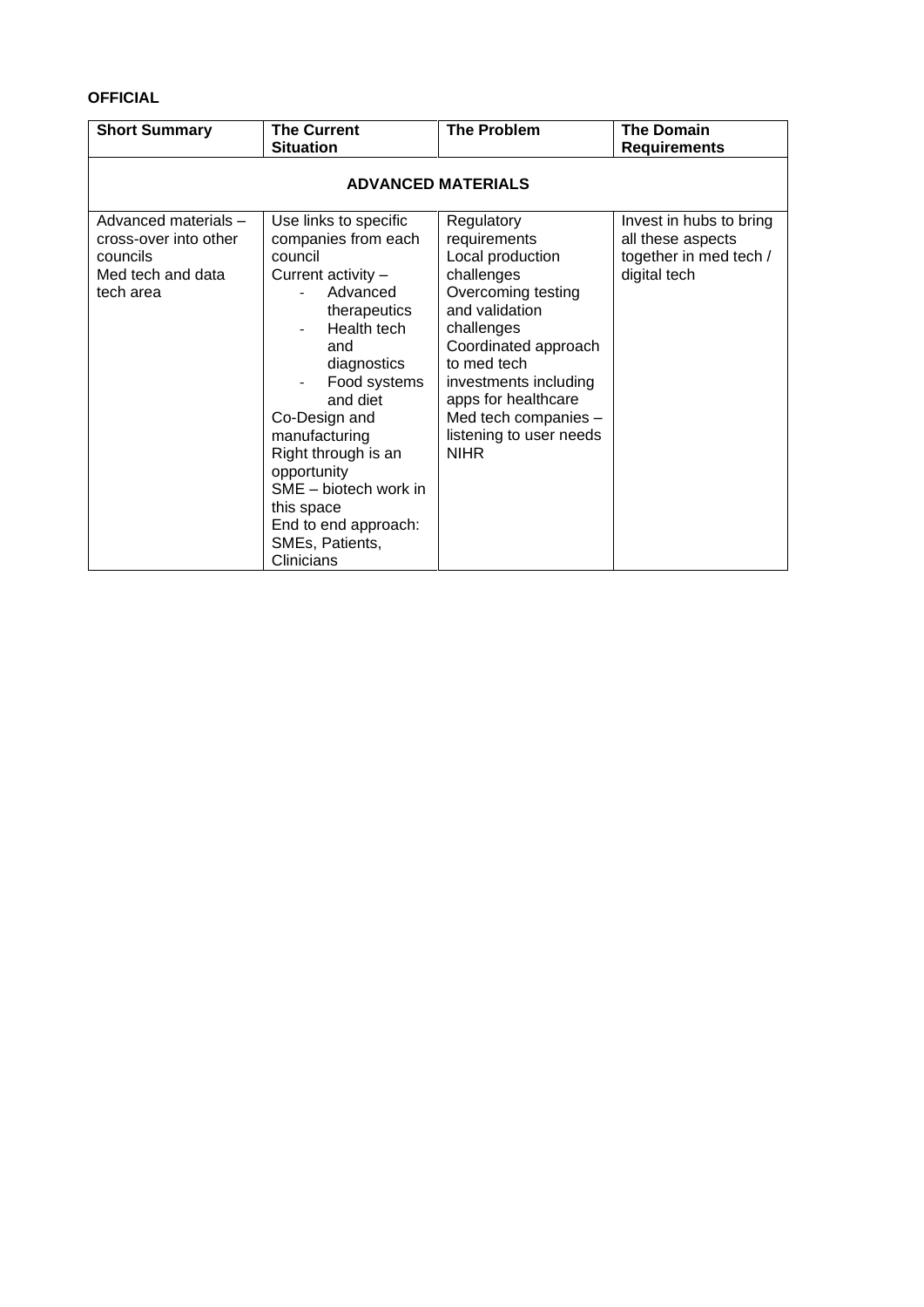**OFFICIAL**

| Short Summary | The Current Situation | The Problem | The Domain Requirements |
|---|---|---|---|
| **ADVANCED MATERIALS** | | | |
| Advanced materials – cross-over into other councils<br>Med tech and data tech area | Use links to specific companies from each council<br>Current activity –<br>- Advanced therapeutics<br>- Health tech and diagnostics<br>- Food systems and diet<br>Co-Design and manufacturing<br>Right through is an opportunity<br>SME – biotech work in this space<br>End to end approach: SMEs, Patients, Clinicians | Regulatory requirements<br>Local production challenges<br>Overcoming testing and validation challenges<br>Coordinated approach to med tech investments including apps for healthcare<br>Med tech companies – listening to user needs<br>NIHR | Invest in hubs to bring all these aspects together in med tech / digital tech |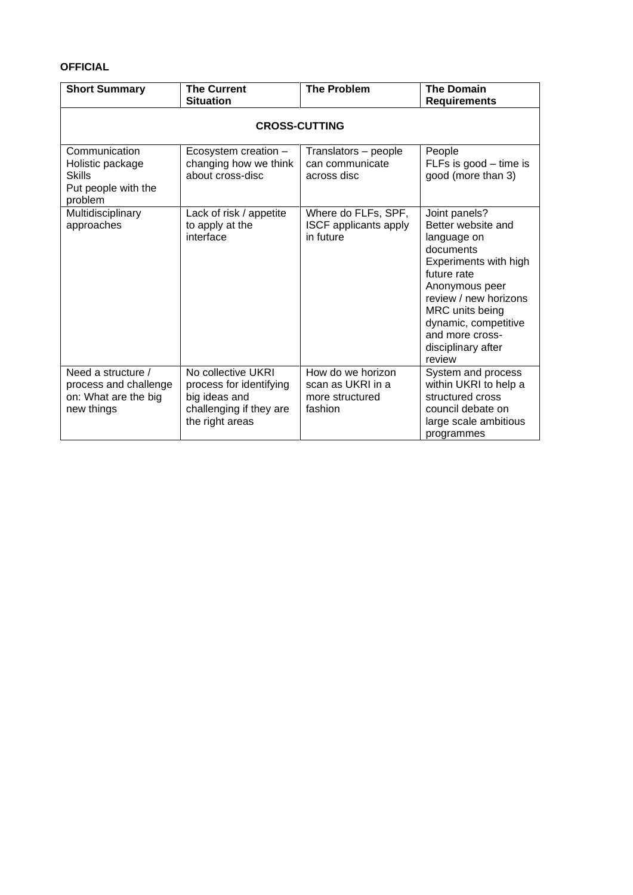**OFFICIAL**

| Short Summary | The Current Situation | The Problem | The Domain Requirements |
|---|---|---|---|
| **CROSS-CUTTING** | | | |
| Communication<br>Holistic package<br>Skills<br>Put people with the problem | Ecosystem creation – changing how we think about cross-disc | Translators – people can communicate across disc | People<br>FLFs is good – time is good (more than 3) |
| Multidisciplinary approaches | Lack of risk / appetite to apply at the interface | Where do FLFs, SPF, ISCF applicants apply in future | Joint panels?<br>Better website and language on documents<br>Experiments with high future rate<br>Anonymous peer review / new horizons<br>MRC units being dynamic, competitive and more cross-disciplinary after review |
| Need a structure / process and challenge on: What are the big new things | No collective UKRI process for identifying big ideas and challenging if they are the right areas | How do we horizon scan as UKRI in a more structured fashion | System and process within UKRI to help a structured cross council debate on large scale ambitious programmes |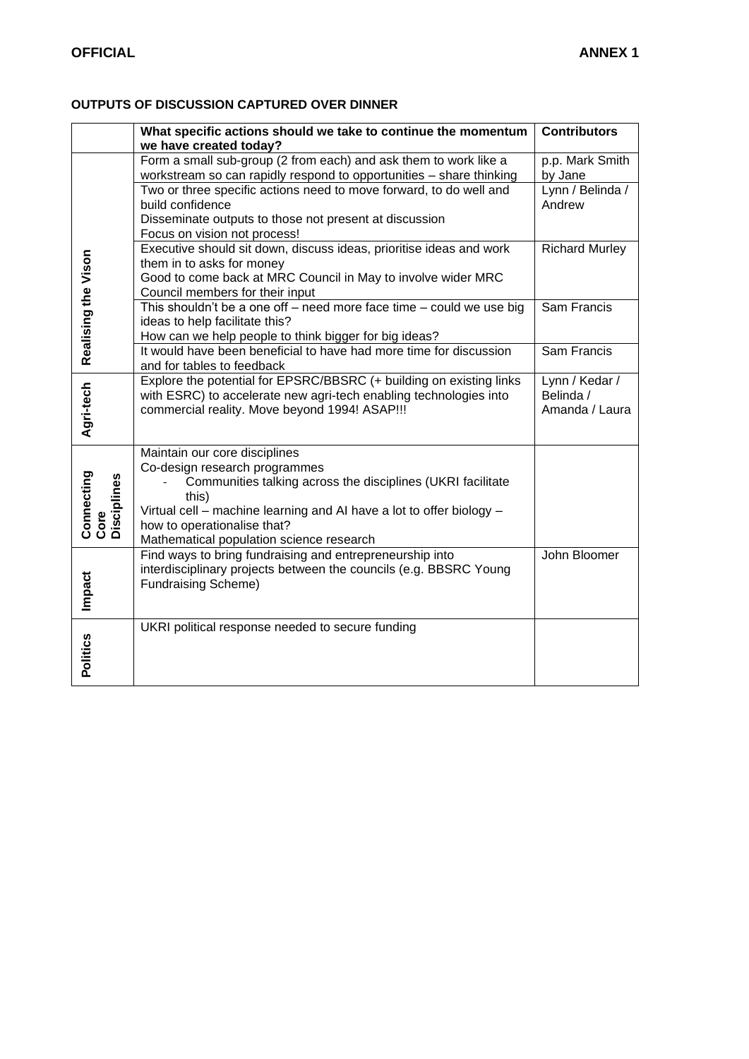**OFFICIAL** **ANNEX 1**

**OUTPUTS OF DISCUSSION CAPTURED OVER DINNER**

| | **What specific actions should we take to continue the momentum we have created today?** | **Contributors** |
|---|---|---|
| **Realising the Vison** | Form a small sub-group (2 from each) and ask them to work like a workstream so can rapidly respond to opportunities – share thinking | p.p. Mark Smith by Jane |
| | Two or three specific actions need to move forward, to do well and build confidence<br>Disseminate outputs to those not present at discussion<br>Focus on vision not process! | Lynn / Belinda / Andrew |
| | Executive should sit down, discuss ideas, prioritise ideas and work them in to asks for money<br>Good to come back at MRC Council in May to involve wider MRC Council members for their input | Richard Murley |
| | This shouldn't be a one off – need more face time – could we use big ideas to help facilitate this?<br>How can we help people to think bigger for big ideas? | Sam Francis |
| | It would have been beneficial to have had more time for discussion and for tables to feedback | Sam Francis |
| **Agri-tech** | Explore the potential for EPSRC/BBSRC (+ building on existing links with ESRC) to accelerate new agri-tech enabling technologies into commercial reality. Move beyond 1994! ASAP!!! | Lynn / Kedar / Belinda / Amanda / Laura |
| **Connecting Core Disciplines** | Maintain our core disciplines<br>Co-design research programmes<br>- Communities talking across the disciplines (UKRI facilitate this)<br>Virtual cell – machine learning and AI have a lot to offer biology – how to operationalise that?<br>Mathematical population science research | |
| **Impact** | Find ways to bring fundraising and entrepreneurship into interdisciplinary projects between the councils (e.g. BBSRC Young Fundraising Scheme) | John Bloomer |
| **Politics** | UKRI political response needed to secure funding | |